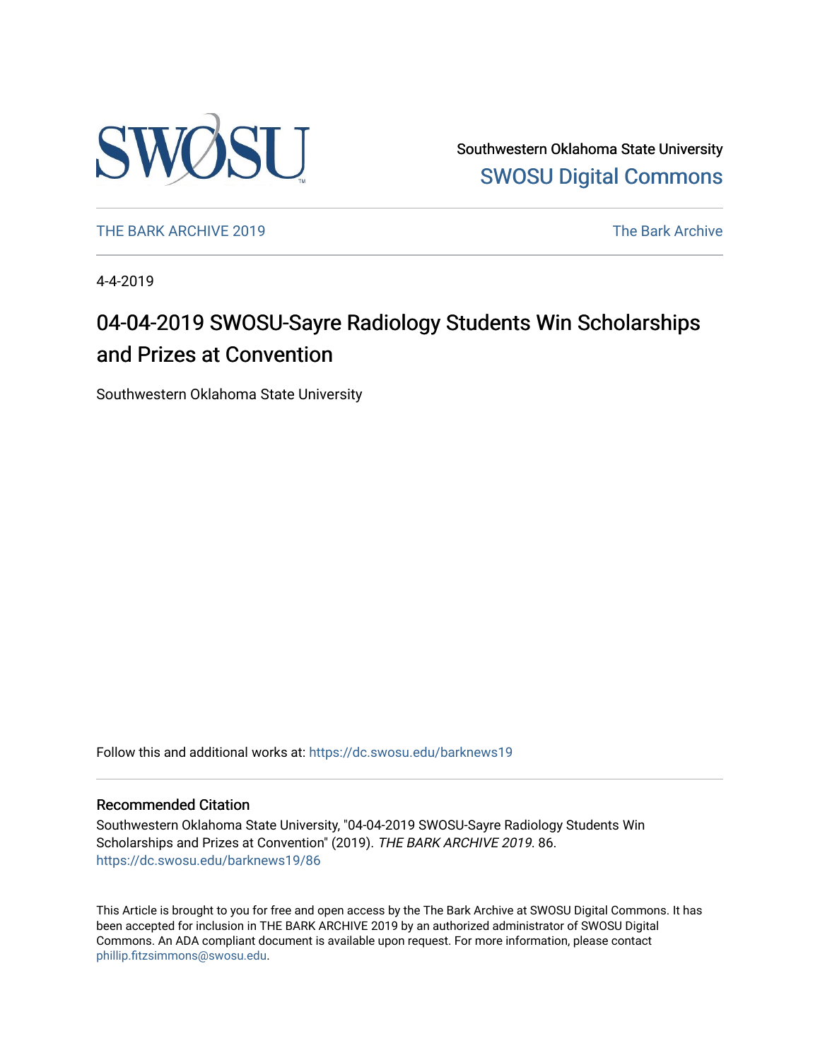Southwestern Oklahoma State University

SWOSU Digital Commons

THE BARK ARCHIVE 2019

The Bark Archive

4-4-2019

# 04-04-2019 SWOSU-Sayre Radiology Students Win Scholarships and Prizes at Convention

Southwestern Oklahoma State University

Follow this and additional works at: https://dc.swosu.edu/barknews19

## Recommended Citation

Southwestern Oklahoma State University, "04-04-2019 SWOSU-Sayre Radiology Students Win Scholarships and Prizes at Convention" (2019). *THE BARK ARCHIVE 2019*. 86.
https://dc.swosu.edu/barknews19/86

This Article is brought to you for free and open access by the The Bark Archive at SWOSU Digital Commons. It has been accepted for inclusion in THE BARK ARCHIVE 2019 by an authorized administrator of SWOSU Digital Commons. An ADA compliant document is available upon request. For more information, please contact phillip.fitzsimmons@swosu.edu.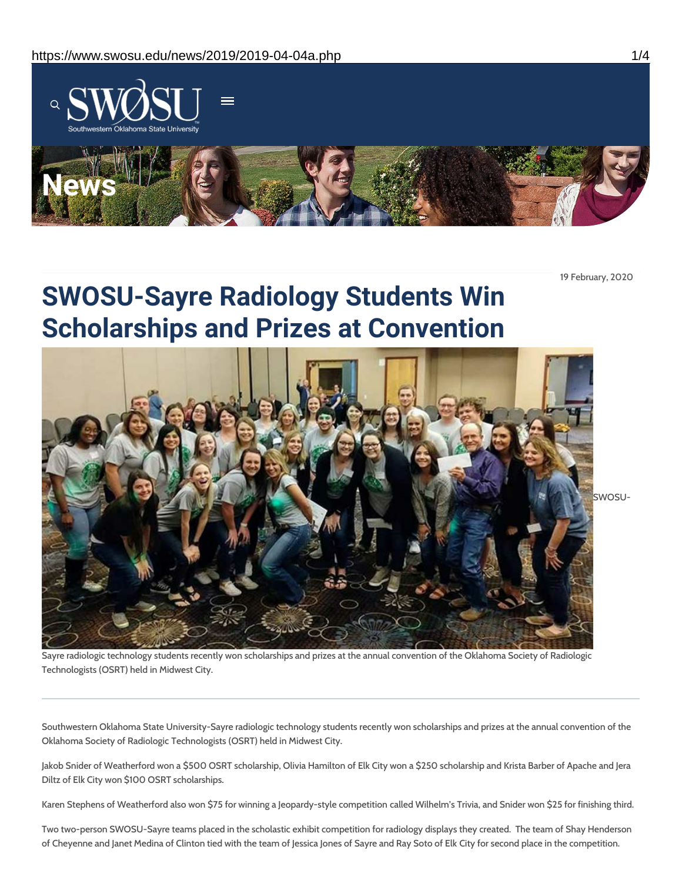19 February, 2020

# SWOSU-Sayre Radiology Students Win Scholarships and Prizes at Convention

SWOSU-Sayre radiologic technology students recently won scholarships and prizes at the annual convention of the Oklahoma Society of Radiologic Technologists (OSRT) held in Midwest City.

Southwestern Oklahoma State University-Sayre radiologic technology students recently won scholarships and prizes at the annual convention of the Oklahoma Society of Radiologic Technologists (OSRT) held in Midwest City.

Jakob Snider of Weatherford won a $500 OSRT scholarship, Olivia Hamilton of Elk City won a $250 scholarship and Krista Barber of Apache and Jera Diltz of Elk City won $100 OSRT scholarships.

Karen Stephens of Weatherford also won $75 for winning a Jeopardy-style competition called Wilhelm's Trivia, and Snider won $25 for finishing third.

Two two-person SWOSU-Sayre teams placed in the scholastic exhibit competition for radiology displays they created. The team of Shay Henderson of Cheyenne and Janet Medina of Clinton tied with the team of Jessica Jones of Sayre and Ray Soto of Elk City for second place in the competition.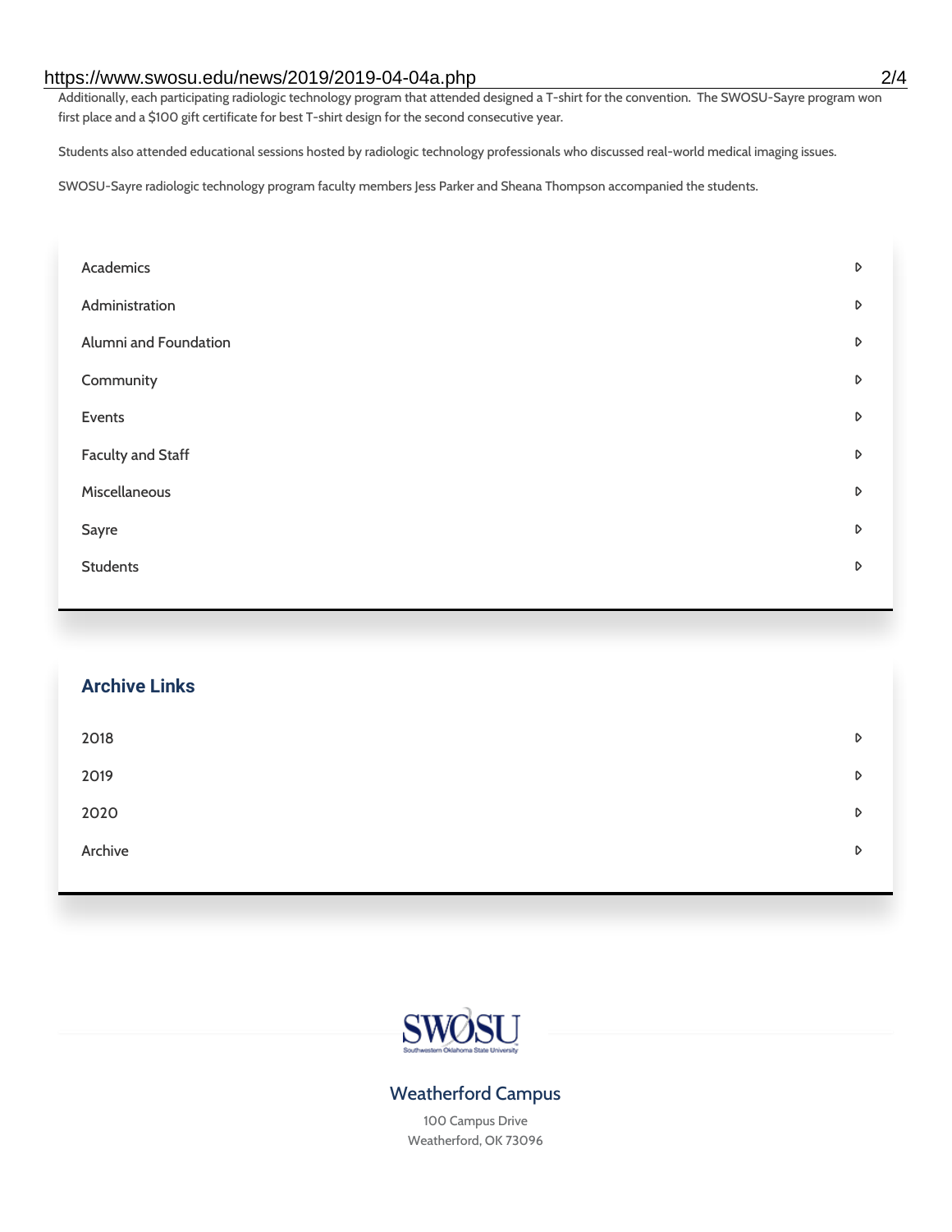Additionally, each participating radiologic technology program that attended designed a T-shirt for the convention. The SWOSU-Sayre program won first place and a $100 gift certificate for best T-shirt design for the second consecutive year.

Students also attended educational sessions hosted by radiologic technology professionals who discussed real-world medical imaging issues.

SWOSU-Sayre radiologic technology program faculty members Jess Parker and Sheana Thompson accompanied the students.

- Academics
- Administration
- Alumni and Foundation
- Community
- Events
- Faculty and Staff
- Miscellaneous
- Sayre
- Students

## Archive Links

- 2018
- 2019
- 2020
- Archive

SWOSU
Southwestern Oklahoma State University

### Weatherford Campus

100 Campus Drive
Weatherford, OK 73096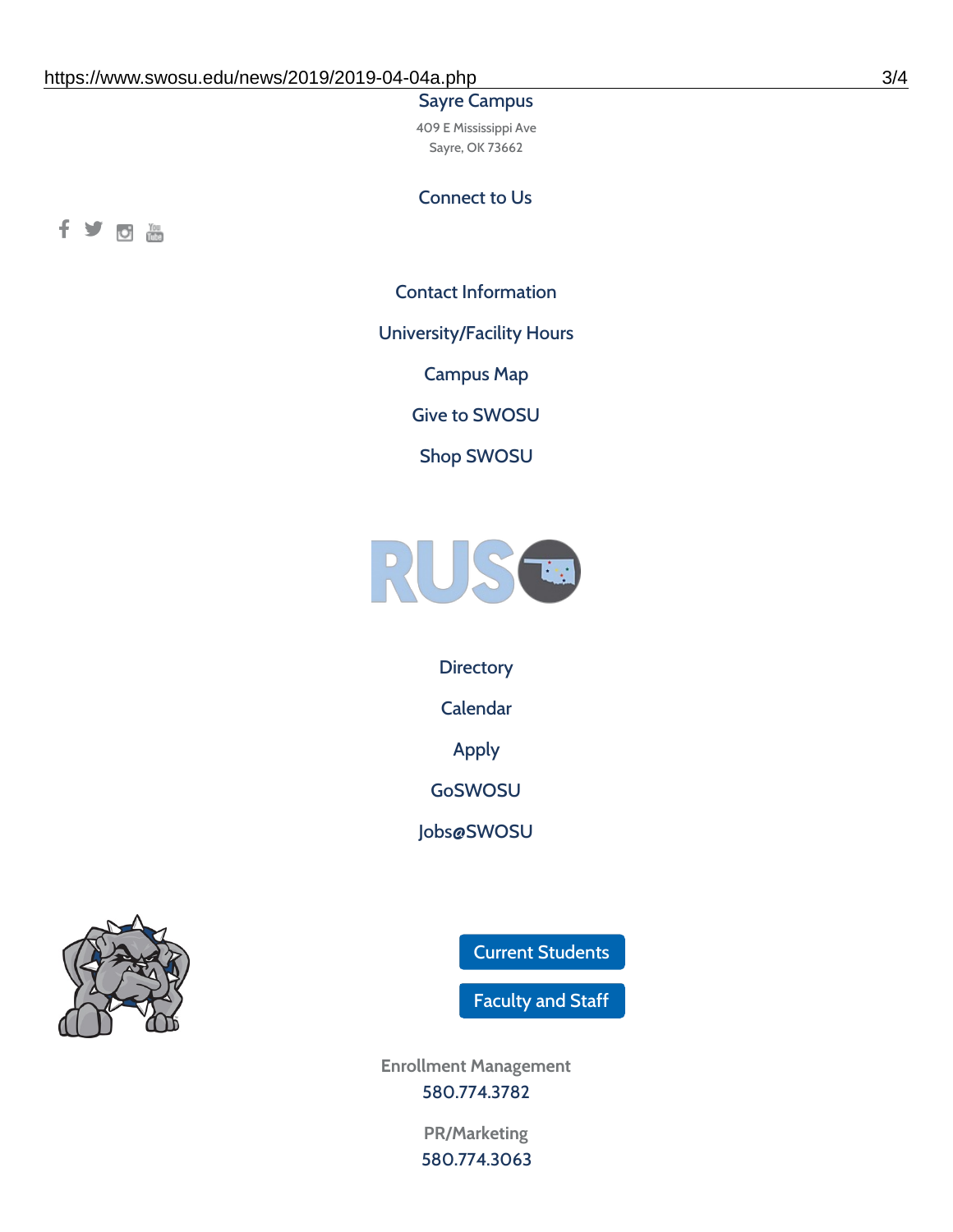Sayre Campus

409 E Mississippi Ave
Sayre, OK 73662

Connect to Us

Contact Information

University/Facility Hours

Campus Map

Give to SWOSU

Shop SWOSU

Directory

Calendar

Apply

GoSWOSU

Jobs@SWOSU

Current Students

Faculty and Staff

Enrollment Management
580.774.3782

PR/Marketing
580.774.3063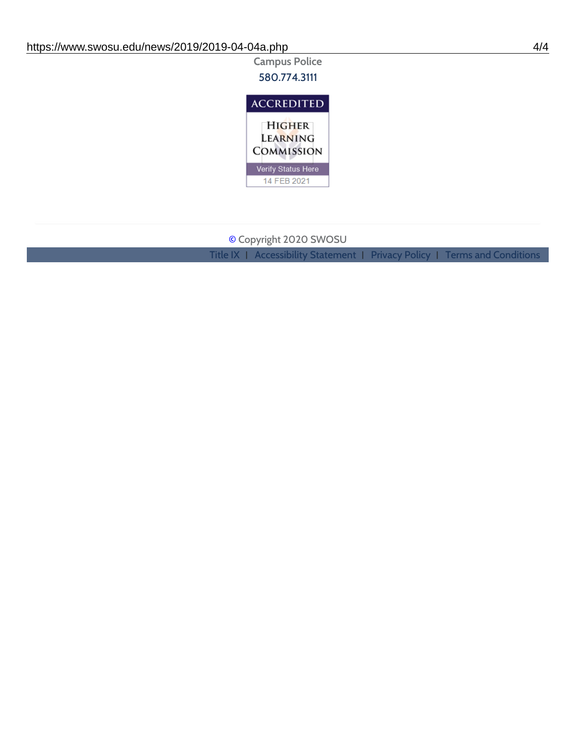**Campus Police**

580.774.3111

ACCREDITED

HIGHER LEARNING COMMISSION

Verify Status Here

14 FEB 2021

© Copyright 2020 SWOSU

Title IX | Accessibility Statement | Privacy Policy | Terms and Conditions